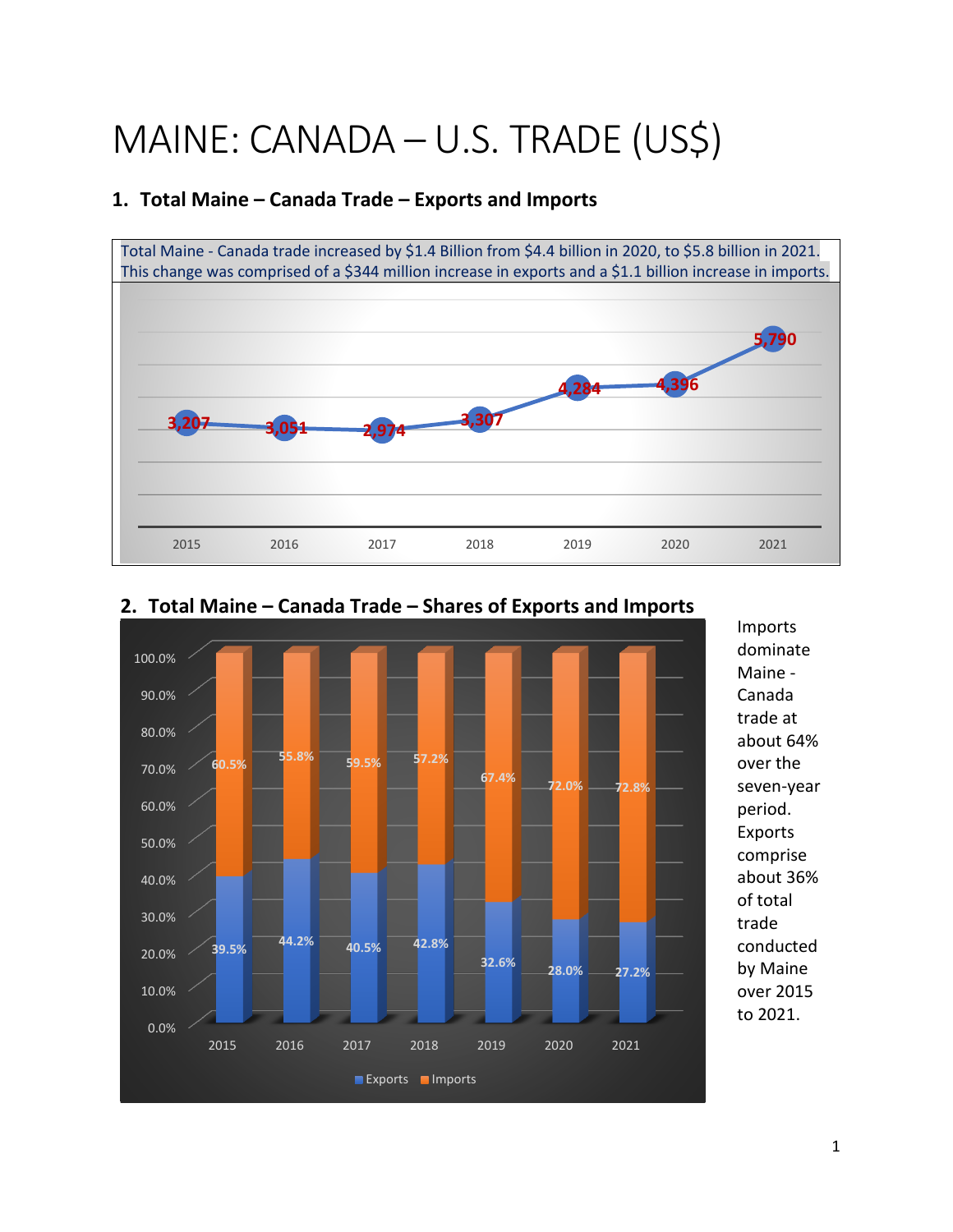# MAINE: CANADA – U.S. TRADE (US$)

## 1. Total Maine – Canada Trade – Exports and Imports

Total Maine - Canada trade increased by $1.4 Billion from $4.4 billion in 2020, to $5.8 billion in 2021. This change was comprised of a $344 million increase in exports and a $1.1 billion increase in imports.

| 2015 | 2016 | 2017 | 2018 | 2019 | 2020 | 2021 |
|---|---|---|---|---|---|---|
| 3,207 | 3,051 | 2,974 | 3,307 | 4,284 | 4,396 | 5,790 |

## 2. Total Maine – Canada Trade – Shares of Exports and Imports

| | 2015 | 2016 | 2017 | 2018 | 2019 | 2020 | 2021 |
|---|---|---|---|---|---|---|---|
| Exports | 39.5% | 44.2% | 40.5% | 42.8% | 32.6% | 28.0% | 27.2% |
| Imports | 60.5% | 55.8% | 59.5% | 57.2% | 67.4% | 72.0% | 72.8% |

Imports dominate Maine - Canada trade at about 64% over the seven-year period. Exports comprise about 36% of total trade conducted by Maine over 2015 to 2021.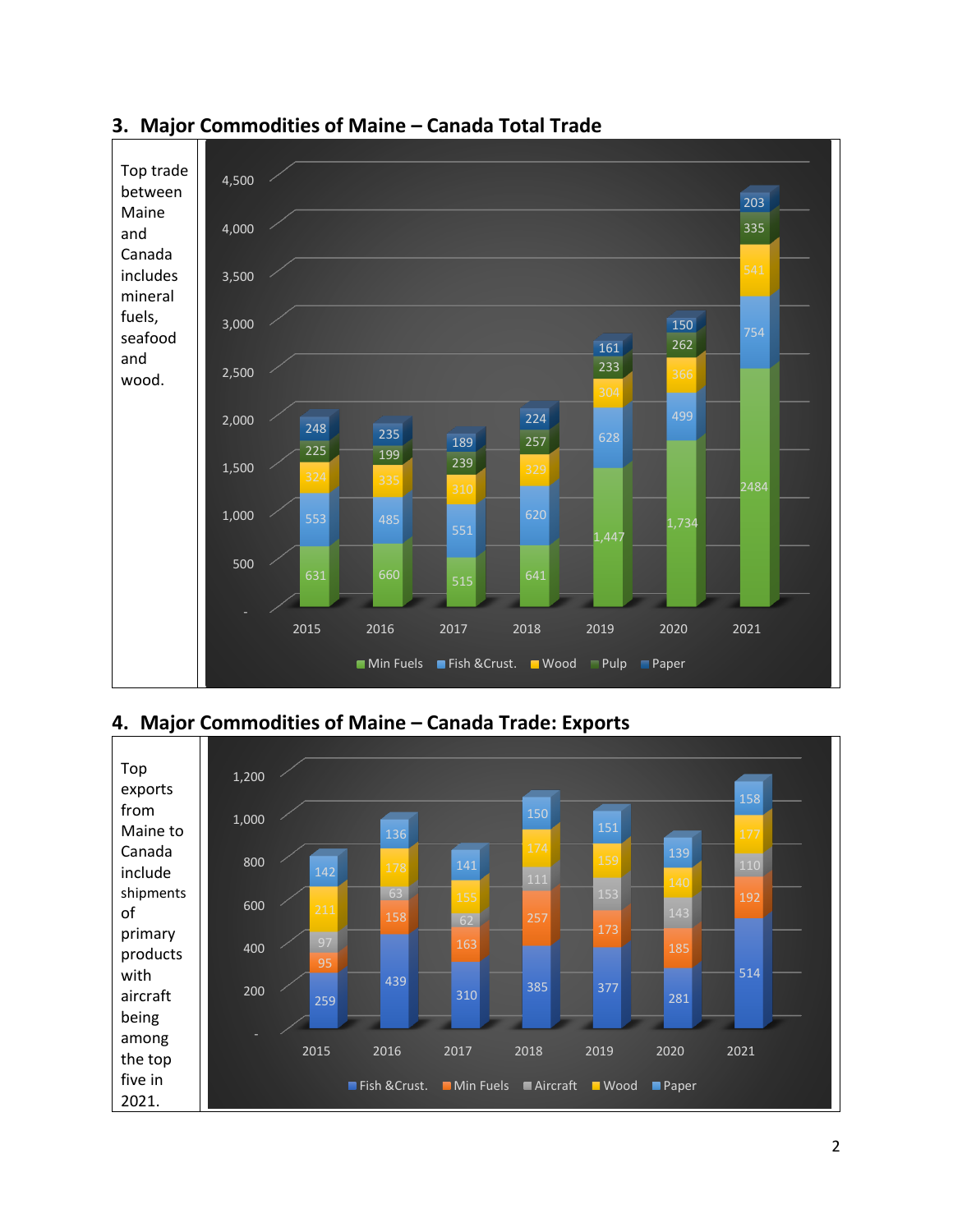## 3. Major Commodities of Maine – Canada Total Trade

Top trade between Maine and Canada includes mineral fuels, seafood and wood.

| Year | Min Fuels | Fish &Crust. | Wood | Pulp | Paper |
|---|---|---|---|---|---|
| 2015 | 631 | 553 | 324 | 225 | 248 |
| 2016 | 660 | 485 | 335 | 199 | 235 |
| 2017 | 515 | 551 | 310 | 239 | 189 |
| 2018 | 641 | 620 | 329 | 257 | 224 |
| 2019 | 1,447 | 628 | 304 | 233 | 161 |
| 2020 | 1,734 | 499 | 366 | 262 | 150 |
| 2021 | 2484 | 754 | 541 | 335 | 203 |

## 4. Major Commodities of Maine – Canada Trade: Exports

Top exports from Maine to Canada include shipments of primary products with aircraft being among the top five in 2021.

| Year | Fish &Crust. | Min Fuels | Aircraft | Wood | Paper |
|---|---|---|---|---|---|
| 2015 | 259 | 95 | 97 | 211 | 142 |
| 2016 | 439 | 158 | 63 | 178 | 136 |
| 2017 | 310 | 163 | 62 | 155 | 141 |
| 2018 | 385 | 257 | 111 | 174 | 150 |
| 2019 | 377 | 173 | 153 | 159 | 151 |
| 2020 | 281 | 185 | 143 | 140 | 139 |
| 2021 | 514 | 192 | 110 | 177 | 158 |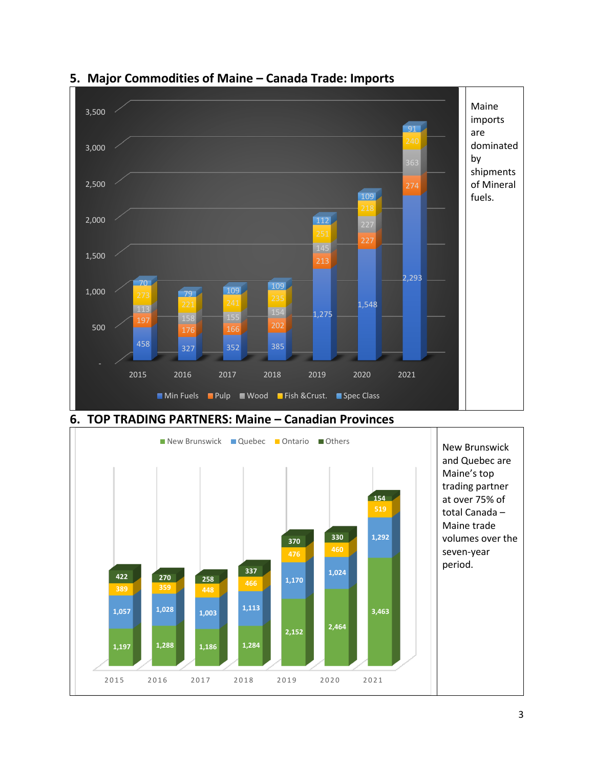## 5. Major Commodities of Maine – Canada Trade: Imports

| Year | Min Fuels | Pulp | Wood | Fish &Crust. | Spec Class |
|---|---|---|---|---|---|
| 2015 | 458 | 197 | 113 | 273 | 70 |
| 2016 | 327 | 176 | 158 | 221 | 79 |
| 2017 | 352 | 166 | 155 | 241 | 109 |
| 2018 | 385 | 202 | 154 | 235 | 109 |
| 2019 | 1,275 | 213 | 145 | 251 | 112 |
| 2020 | 1,548 | 227 | 227 | 218 | 109 |
| 2021 | 2,293 | 274 | 363 | 240 | 91 |

Maine imports are dominated by shipments of Mineral fuels.

## 6. TOP TRADING PARTNERS: Maine – Canadian Provinces

| Year | New Brunswick | Quebec | Ontario | Others |
|---|---|---|---|---|
| 2015 | 1,197 | 1,057 | 389 | 422 |
| 2016 | 1,288 | 1,028 | 359 | 270 |
| 2017 | 1,186 | 1,003 | 448 | 258 |
| 2018 | 1,284 | 1,113 | 466 | 337 |
| 2019 | 2,152 | 1,170 | 476 | 370 |
| 2020 | 2,464 | 1,024 | 460 | 330 |
| 2021 | 3,463 | 1,292 | 519 | 154 |

New Brunswick and Quebec are Maine's top trading partner at over 75% of total Canada – Maine trade volumes over the seven-year period.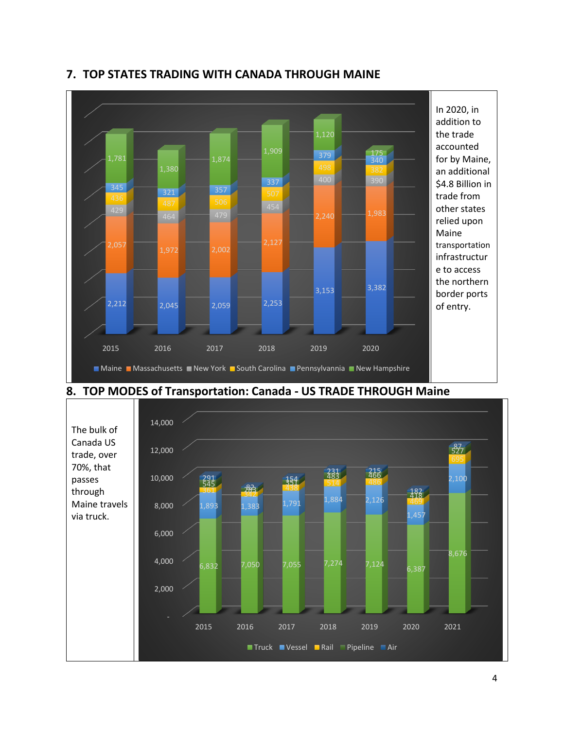## 7. TOP STATES TRADING WITH CANADA THROUGH MAINE

| | 2015 | 2016 | 2017 | 2018 | 2019 | 2020 |
|---|---|---|---|---|---|---|
| Maine | 2,212 | 2,045 | 2,059 | 2,253 | 3,153 | 3,382 |
| Massachusetts | 2,057 | 1,972 | 2,002 | 2,127 | 2,240 | 1,983 |
| New York | 429 | 464 | 479 | 454 | 400 | 390 |
| South Carolina | 436 | 487 | 506 | 507 | 498 | 382 |
| Pennsylvannia | 345 | 321 | 357 | 337 | 379 | 340 |
| New Hampshire | 1,781 | 1,380 | 1,874 | 1,909 | 1,120 | 175 |

In 2020, in addition to the trade accounted for by Maine, an additional $4.8 Billion in trade from other states relied upon Maine transportation infrastructure to access the northern border ports of entry.

## 8. TOP MODES of Transportation: Canada - US TRADE THROUGH Maine

The bulk of Canada US trade, over 70%, that passes through Maine travels via truck.

| | 2015 | 2016 | 2017 | 2018 | 2019 | 2020 | 2021 |
|---|---|---|---|---|---|---|---|
| Truck | 6,832 | 7,050 | 7,055 | 7,274 | 7,124 | 6,387 | 8,676 |
| Vessel | 1,893 | 1,383 | 1,791 | 1,884 | 2,126 | 1,457 | 2,100 |
| Rail | 361 | 342 | 438 | 514 | 486 | 469 | 695 |
| Pipeline | 545 | 283 | 351 | 483 | 466 | 418 | 527 |
| Air | 291 | 82 | 154 | 231 | 215 | 182 | 87 |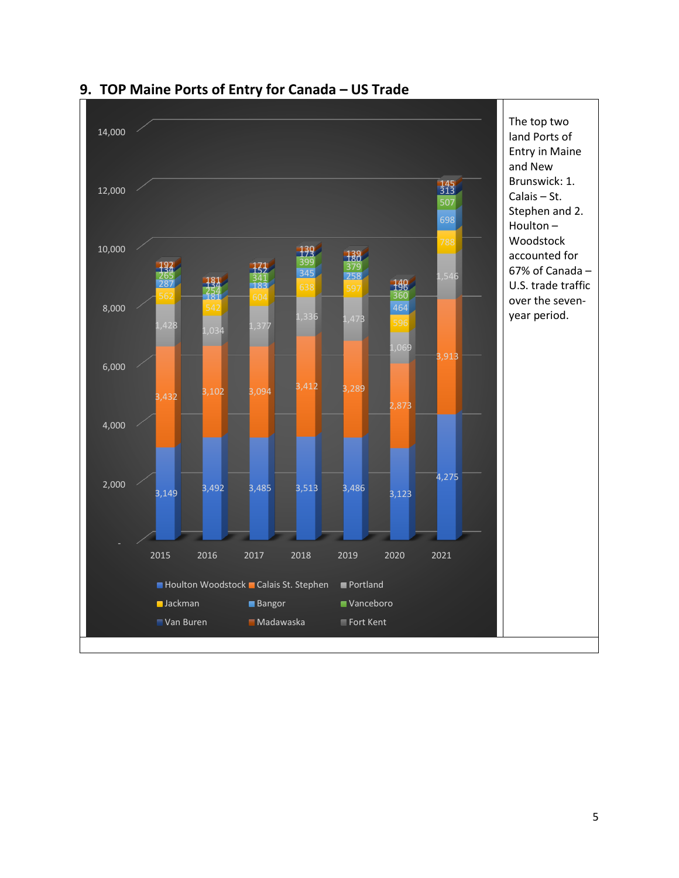## 9. TOP Maine Ports of Entry for Canada – US Trade

| Year | Houlton Woodstock | Calais St. Stephen | Portland | Jackman | Bangor | Vanceboro | Van Buren | Madawaska | Fort Kent |
|---|---|---|---|---|---|---|---|---|---|
| 2015 | 3,149 | 3,432 | 1,428 | 562 | 287 | 265 | 134 | 192 | |
| 2016 | 3,492 | 3,102 | 1,034 | 542 | 181 | 254 | 134 | 181 | |
| 2017 | 3,485 | 3,094 | 1,377 | 604 | 183 | 341 | 152 | 171 | |
| 2018 | 3,513 | 3,412 | 1,336 | 638 | 345 | 399 | 173 | 130 | |
| 2019 | 3,486 | 3,289 | 1,473 | 597 | 258 | 379 | 180 | 139 | |
| 2020 | 3,123 | 2,873 | 1,069 | 596 | 464 | 360 | 196 | 140 | |
| 2021 | 4,275 | 3,913 | 1,546 | 788 | 698 | 507 | 313 | 145 | |

The top two land Ports of Entry in Maine and New Brunswick: 1. Calais – St. Stephen and 2. Houlton – Woodstock accounted for 67% of Canada – U.S. trade traffic over the seven-year period.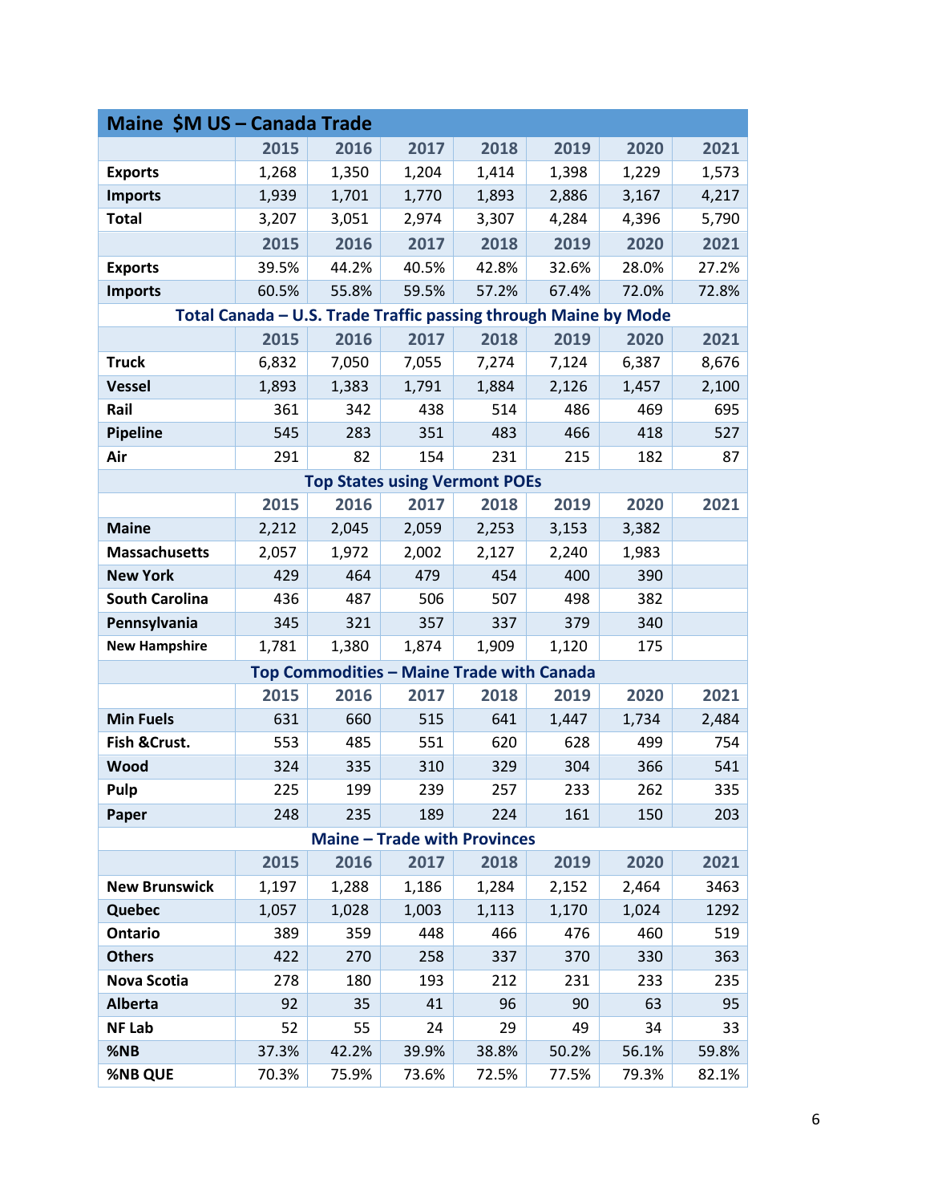| Maine $M US – Canada Trade | | | | | | | |
|---|---|---|---|---|---|---|---|
| | 2015 | 2016 | 2017 | 2018 | 2019 | 2020 | 2021 |
| **Exports** | 1,268 | 1,350 | 1,204 | 1,414 | 1,398 | 1,229 | 1,573 |
| **Imports** | 1,939 | 1,701 | 1,770 | 1,893 | 2,886 | 3,167 | 4,217 |
| **Total** | 3,207 | 3,051 | 2,974 | 3,307 | 4,284 | 4,396 | 5,790 |
| | 2015 | 2016 | 2017 | 2018 | 2019 | 2020 | 2021 |
| **Exports** | 39.5% | 44.2% | 40.5% | 42.8% | 32.6% | 28.0% | 27.2% |
| **Imports** | 60.5% | 55.8% | 59.5% | 57.2% | 67.4% | 72.0% | 72.8% |
| **Total Canada – U.S. Trade Traffic passing through Maine by Mode** | | | | | | | |
| | 2015 | 2016 | 2017 | 2018 | 2019 | 2020 | 2021 |
| **Truck** | 6,832 | 7,050 | 7,055 | 7,274 | 7,124 | 6,387 | 8,676 |
| **Vessel** | 1,893 | 1,383 | 1,791 | 1,884 | 2,126 | 1,457 | 2,100 |
| **Rail** | 361 | 342 | 438 | 514 | 486 | 469 | 695 |
| **Pipeline** | 545 | 283 | 351 | 483 | 466 | 418 | 527 |
| **Air** | 291 | 82 | 154 | 231 | 215 | 182 | 87 |
| **Top States using Vermont POEs** | | | | | | | |
| | 2015 | 2016 | 2017 | 2018 | 2019 | 2020 | 2021 |
| **Maine** | 2,212 | 2,045 | 2,059 | 2,253 | 3,153 | 3,382 | |
| **Massachusetts** | 2,057 | 1,972 | 2,002 | 2,127 | 2,240 | 1,983 | |
| **New York** | 429 | 464 | 479 | 454 | 400 | 390 | |
| **South Carolina** | 436 | 487 | 506 | 507 | 498 | 382 | |
| **Pennsylvania** | 345 | 321 | 357 | 337 | 379 | 340 | |
| **New Hampshire** | 1,781 | 1,380 | 1,874 | 1,909 | 1,120 | 175 | |
| **Top Commodities – Maine Trade with Canada** | | | | | | | |
| | 2015 | 2016 | 2017 | 2018 | 2019 | 2020 | 2021 |
| **Min Fuels** | 631 | 660 | 515 | 641 | 1,447 | 1,734 | 2,484 |
| **Fish &Crust.** | 553 | 485 | 551 | 620 | 628 | 499 | 754 |
| **Wood** | 324 | 335 | 310 | 329 | 304 | 366 | 541 |
| **Pulp** | 225 | 199 | 239 | 257 | 233 | 262 | 335 |
| **Paper** | 248 | 235 | 189 | 224 | 161 | 150 | 203 |
| **Maine – Trade with Provinces** | | | | | | | |
| | 2015 | 2016 | 2017 | 2018 | 2019 | 2020 | 2021 |
| **New Brunswick** | 1,197 | 1,288 | 1,186 | 1,284 | 2,152 | 2,464 | 3463 |
| **Quebec** | 1,057 | 1,028 | 1,003 | 1,113 | 1,170 | 1,024 | 1292 |
| **Ontario** | 389 | 359 | 448 | 466 | 476 | 460 | 519 |
| **Others** | 422 | 270 | 258 | 337 | 370 | 330 | 363 |
| **Nova Scotia** | 278 | 180 | 193 | 212 | 231 | 233 | 235 |
| **Alberta** | 92 | 35 | 41 | 96 | 90 | 63 | 95 |
| **NF Lab** | 52 | 55 | 24 | 29 | 49 | 34 | 33 |
| **%NB** | 37.3% | 42.2% | 39.9% | 38.8% | 50.2% | 56.1% | 59.8% |
| **%NB QUE** | 70.3% | 75.9% | 73.6% | 72.5% | 77.5% | 79.3% | 82.1% |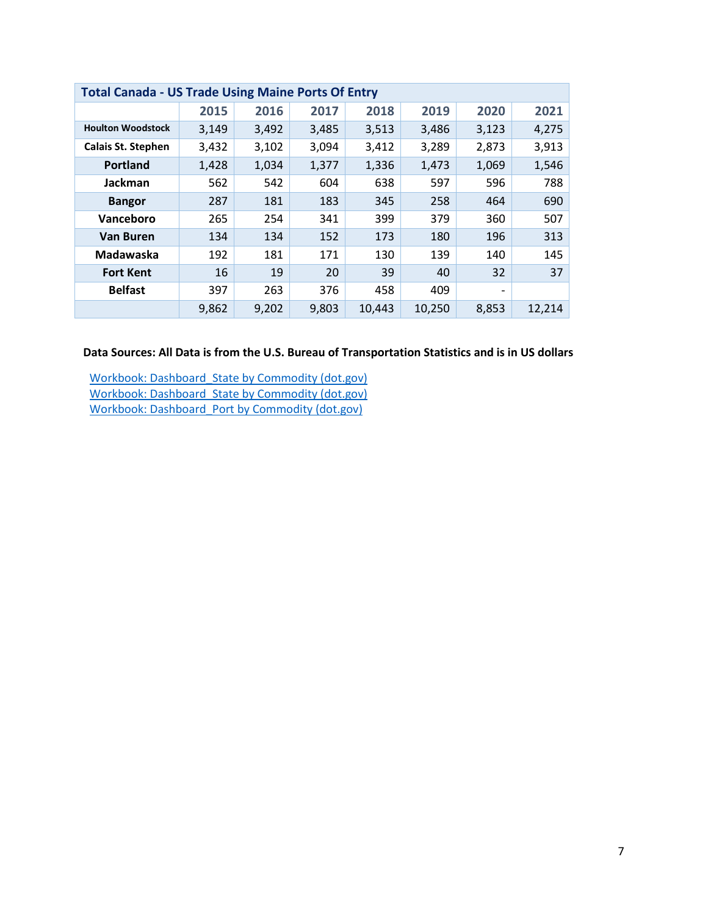| Total Canada - US Trade Using Maine Ports Of Entry | | | | | | | |
|---|---|---|---|---|---|---|---|
| | 2015 | 2016 | 2017 | 2018 | 2019 | 2020 | 2021 |
| Houlton Woodstock | 3,149 | 3,492 | 3,485 | 3,513 | 3,486 | 3,123 | 4,275 |
| Calais St. Stephen | 3,432 | 3,102 | 3,094 | 3,412 | 3,289 | 2,873 | 3,913 |
| Portland | 1,428 | 1,034 | 1,377 | 1,336 | 1,473 | 1,069 | 1,546 |
| Jackman | 562 | 542 | 604 | 638 | 597 | 596 | 788 |
| Bangor | 287 | 181 | 183 | 345 | 258 | 464 | 690 |
| Vanceboro | 265 | 254 | 341 | 399 | 379 | 360 | 507 |
| Van Buren | 134 | 134 | 152 | 173 | 180 | 196 | 313 |
| Madawaska | 192 | 181 | 171 | 130 | 139 | 140 | 145 |
| Fort Kent | 16 | 19 | 20 | 39 | 40 | 32 | 37 |
| Belfast | 397 | 263 | 376 | 458 | 409 | - | |
| | 9,862 | 9,202 | 9,803 | 10,443 | 10,250 | 8,853 | 12,214 |

**Data Sources: All Data is from the U.S. Bureau of Transportation Statistics and is in US dollars**

Workbook: Dashboard_State by Commodity (dot.gov)
Workbook: Dashboard_State by Commodity (dot.gov)
Workbook: Dashboard_Port by Commodity (dot.gov)